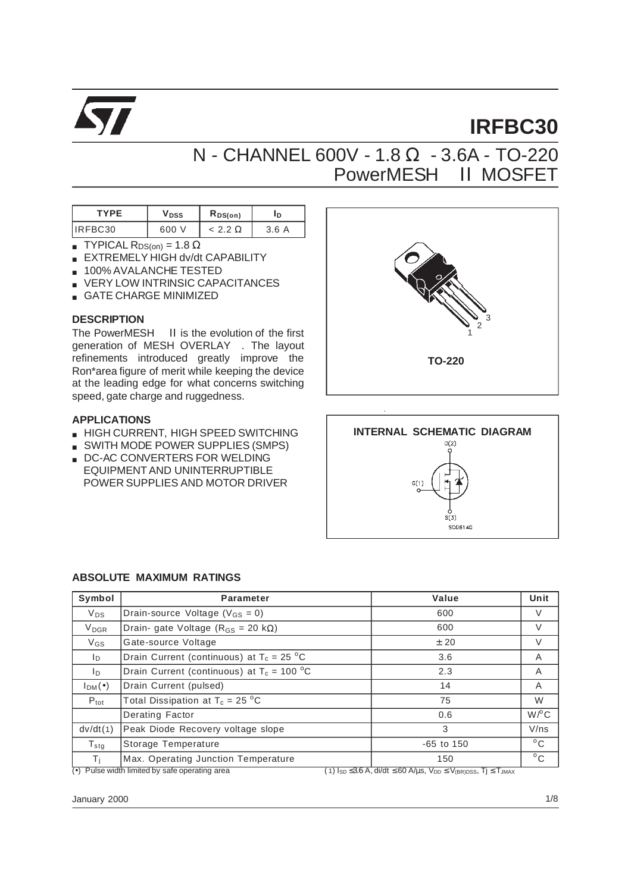# IRFBC30

## N - CHANNEL 600V - 1.8 Ω - 3.6A - TO-220 PowerMESH II MOSFET

| TYPE | $V_{DSS}$ | $R_{DS(on)}$ | $I_D$ |
|---|---|---|---|
| IRFBC30 | 600 V | < 2.2 Ω | 3.6 A |

- TYPICAL $R_{DS(on)}$ = 1.8 Ω
- EXTREMELY HIGH dv/dt CAPABILITY
- 100% AVALANCHE TESTED
- VERY LOW INTRINSIC CAPACITANCES
- GATE CHARGE MINIMIZED

### DESCRIPTION

The PowerMESH II is the evolution of the first generation of MESH OVERLAY . The layout refinements introduced greatly improve the Ron*area figure of merit while keeping the device at the leading edge for what concerns switching speed, gate charge and ruggedness.

### APPLICATIONS

- HIGH CURRENT, HIGH SPEED SWITCHING
- SWITH MODE POWER SUPPLIES (SMPS)
- DC-AC CONVERTERS FOR WELDING EQUIPMENT AND UNINTERRUPTIBLE POWER SUPPLIES AND MOTOR DRIVER

TO-220

INTERNAL SCHEMATIC DIAGRAM

### ABSOLUTE MAXIMUM RATINGS

| Symbol | Parameter | Value | Unit |
|---|---|---|---|
| $V_{DS}$ | Drain-source Voltage ($V_{GS}$ = 0) | 600 | V |
| $V_{DGR}$ | Drain- gate Voltage ($R_{GS}$ = 20 kΩ) | 600 | V |
| $V_{GS}$ | Gate-source Voltage | ± 20 | V |
| $I_D$ | Drain Current (continuous) at $T_c$ = 25 °C | 3.6 | A |
| $I_D$ | Drain Current (continuous) at $T_c$ = 100 °C | 2.3 | A |
| $I_{DM}$(•) | Drain Current (pulsed) | 14 | A |
| $P_{tot}$ | Total Dissipation at $T_c$ = 25 °C | 75 | W |
| | Derating Factor | 0.6 | W/°C |
| dv/dt(1) | Peak Diode Recovery voltage slope | 3 | V/ns |
| $T_{stg}$ | Storage Temperature | -65 to 150 | °C |
| $T_j$ | Max. Operating Junction Temperature | 150 | °C |

(•) Pulse width limited by safe operating area

(1) $I_{SD} \leq 3.6$ A, di/dt ≤ 60 A/μs, $V_{DD} \leq V_{(BR)DSS}$, $T_j \leq T_{JMAX}$

January 2000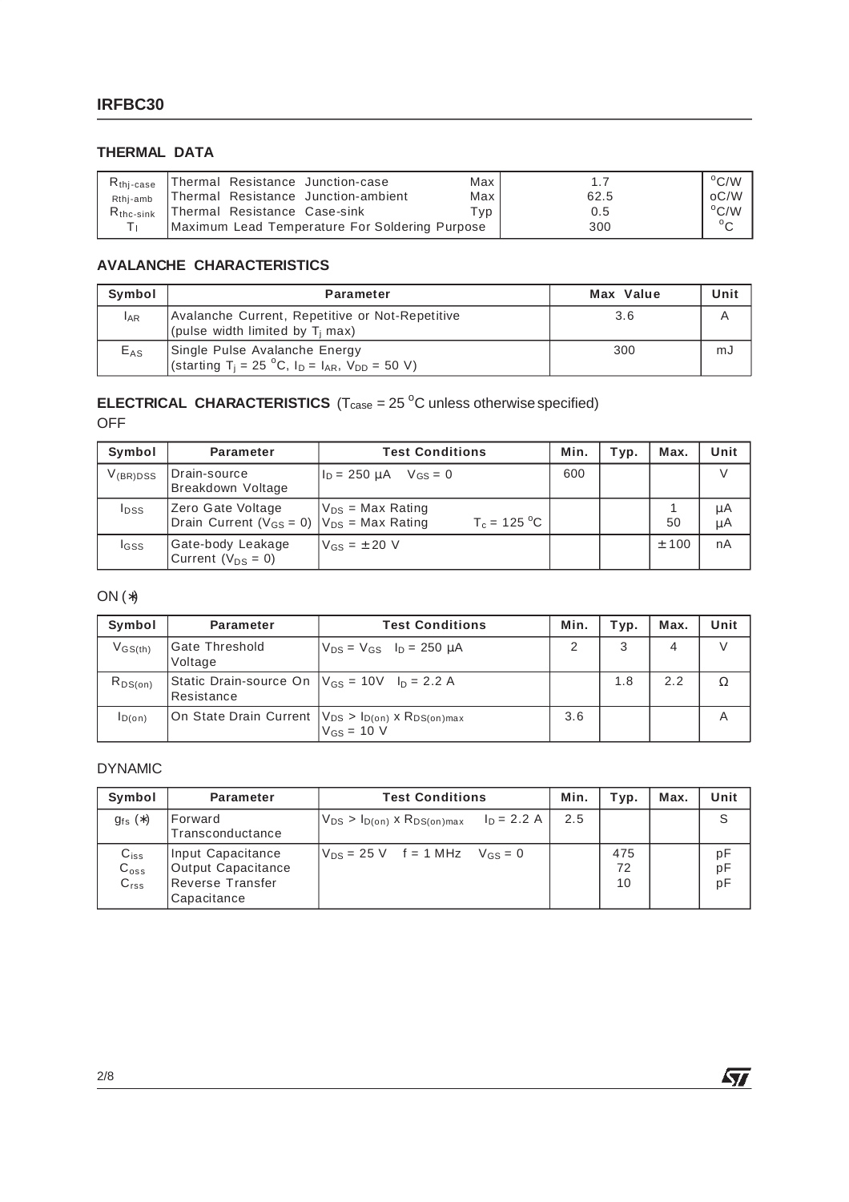## THERMAL DATA

| | | | | |
|---|---|---|---|---|
| $R_{thj-case}$ | Thermal Resistance Junction-case | Max | 1.7 | $^oC/W$ |
| Rthj-amb | Thermal Resistance Junction-ambient | Max | 62.5 | oC/W |
| $R_{thc-sink}$ | Thermal Resistance Case-sink | Typ | 0.5 | $^oC/W$ |
| $T_l$ | Maximum Lead Temperature For Soldering Purpose | | 300 | $^oC$ |

## AVALANCHE CHARACTERISTICS

| Symbol | Parameter | Max Value | Unit |
|---|---|---|---|
| $I_{AR}$ | Avalanche Current, Repetitive or Not-Repetitive (pulse width limited by $T_j$ max) | 3.6 | A |
| $E_{AS}$ | Single Pulse Avalanche Energy (starting $T_j$ = 25 $^oC$, $I_D$ = $I_{AR}$, $V_{DD}$ = 50 V) | 300 | mJ |

## ELECTRICAL CHARACTERISTICS ($T_{case}$ = 25 $^oC$ unless otherwise specified)

OFF

| Symbol | Parameter | Test Conditions | Min. | Typ. | Max. | Unit |
|---|---|---|---|---|---|---|
| $V_{(BR)DSS}$ | Drain-source Breakdown Voltage | $I_D$ = 250 μA $V_{GS}$ = 0 | 600 | | | V |
| $I_{DSS}$ | Zero Gate Voltage Drain Current ($V_{GS}$ = 0) | $V_{DS}$ = Max Rating<br>$V_{DS}$ = Max Rating $T_c$ = 125 $^oC$ | | | 1<br>50 | μA<br>μA |
| $I_{GSS}$ | Gate-body Leakage Current ($V_{DS}$ = 0) | $V_{GS}$ = ± 20 V | | | ± 100 | nA |

ON (*)

| Symbol | Parameter | Test Conditions | Min. | Typ. | Max. | Unit |
|---|---|---|---|---|---|---|
| $V_{GS(th)}$ | Gate Threshold Voltage | $V_{DS}$ = $V_{GS}$ $I_D$ = 250 μA | 2 | 3 | 4 | V |
| $R_{DS(on)}$ | Static Drain-source On Resistance | $V_{GS}$ = 10V $I_D$ = 2.2 A | | 1.8 | 2.2 | Ω |
| $I_{D(on)}$ | On State Drain Current | $V_{DS}$ > $I_{D(on)}$ x $R_{DS(on)max}$<br>$V_{GS}$ = 10 V | 3.6 | | | A |

DYNAMIC

| Symbol | Parameter | Test Conditions | Min. | Typ. | Max. | Unit |
|---|---|---|---|---|---|---|
| $g_{fs}$ (*) | Forward Transconductance | $V_{DS}$ > $I_{D(on)}$ x $R_{DS(on)max}$ $I_D$ = 2.2 A | 2.5 | | | S |
| $C_{iss}$<br>$C_{oss}$<br>$C_{rss}$ | Input Capacitance<br>Output Capacitance<br>Reverse Transfer Capacitance | $V_{DS}$ = 25 V f = 1 MHz $V_{GS}$ = 0 | | 475<br>72<br>10 | | pF<br>pF<br>pF |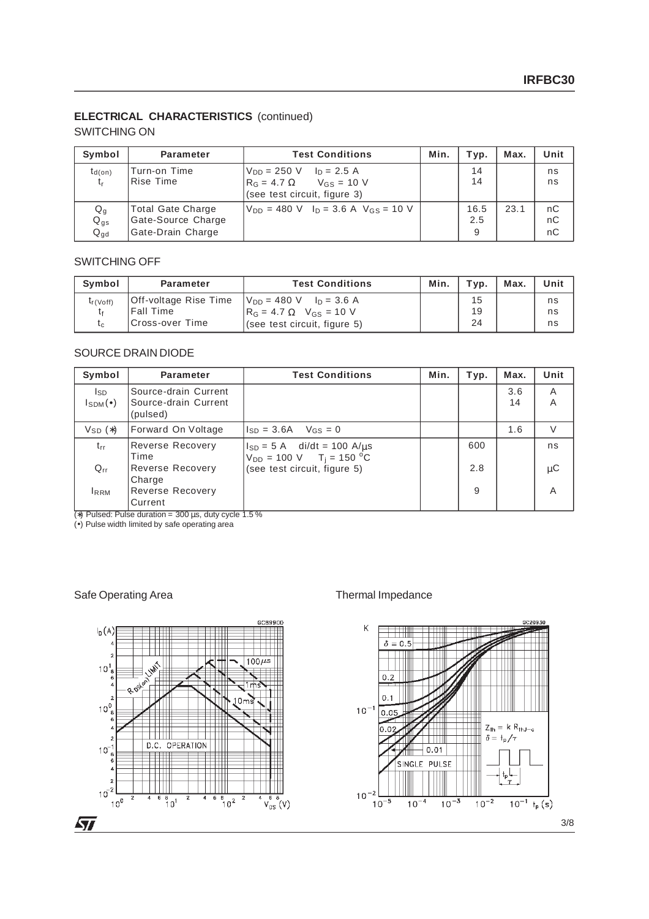## ELECTRICAL CHARACTERISTICS (continued)

### SWITCHING ON

| Symbol | Parameter | Test Conditions | Min. | Typ. | Max. | Unit |
|---|---|---|---|---|---|---|
| $t_{d(on)}$<br>$t_r$ | Turn-on Time<br>Rise Time | $V_{DD}$ = 250 V $I_D$ = 2.5 A<br>$R_G$ = 4.7 Ω $V_{GS}$ = 10 V<br>(see test circuit, figure 3) | | 14<br>14 | | ns<br>ns |
| $Q_g$<br>$Q_{gs}$<br>$Q_{gd}$ | Total Gate Charge<br>Gate-Source Charge<br>Gate-Drain Charge | $V_{DD}$ = 480 V $I_D$ = 3.6 A $V_{GS}$ = 10 V | | 16.5<br>2.5<br>9 | 23.1 | nC<br>nC<br>nC |

### SWITCHING OFF

| Symbol | Parameter | Test Conditions | Min. | Typ. | Max. | Unit |
|---|---|---|---|---|---|---|
| $t_{r(Voff)}$<br>$t_f$<br>$t_c$ | Off-voltage Rise Time<br>Fall Time<br>Cross-over Time | $V_{DD}$ = 480 V $I_D$ = 3.6 A<br>$R_G$ = 4.7 Ω $V_{GS}$ = 10 V<br>(see test circuit, figure 5) | | 15<br>19<br>24 | | ns<br>ns<br>ns |

### SOURCE DRAIN DIODE

| Symbol | Parameter | Test Conditions | Min. | Typ. | Max. | Unit |
|---|---|---|---|---|---|---|
| $I_{SD}$<br>$I_{SDM}$(•) | Source-drain Current<br>Source-drain Current (pulsed) | | | | 3.6<br>14 | A<br>A |
| $V_{SD}$ (*) | Forward On Voltage | $I_{SD}$ = 3.6A $V_{GS}$ = 0 | | | 1.6 | V |
| $t_{rr}$<br>$Q_{rr}$<br>$I_{RRM}$ | Reverse Recovery Time<br>Reverse Recovery Charge<br>Reverse Recovery Current | $I_{SD}$ = 5 A di/dt = 100 A/μs<br>$V_{DD}$ = 100 V $T_j$ = 150 °C<br>(see test circuit, figure 5) | | 600<br>2.8<br>9 | | ns<br>μC<br>A |

(*) Pulsed: Pulse duration = 300 μs, duty cycle 1.5 %
(•) Pulse width limited by safe operating area

Safe Operating Area

Thermal Impedance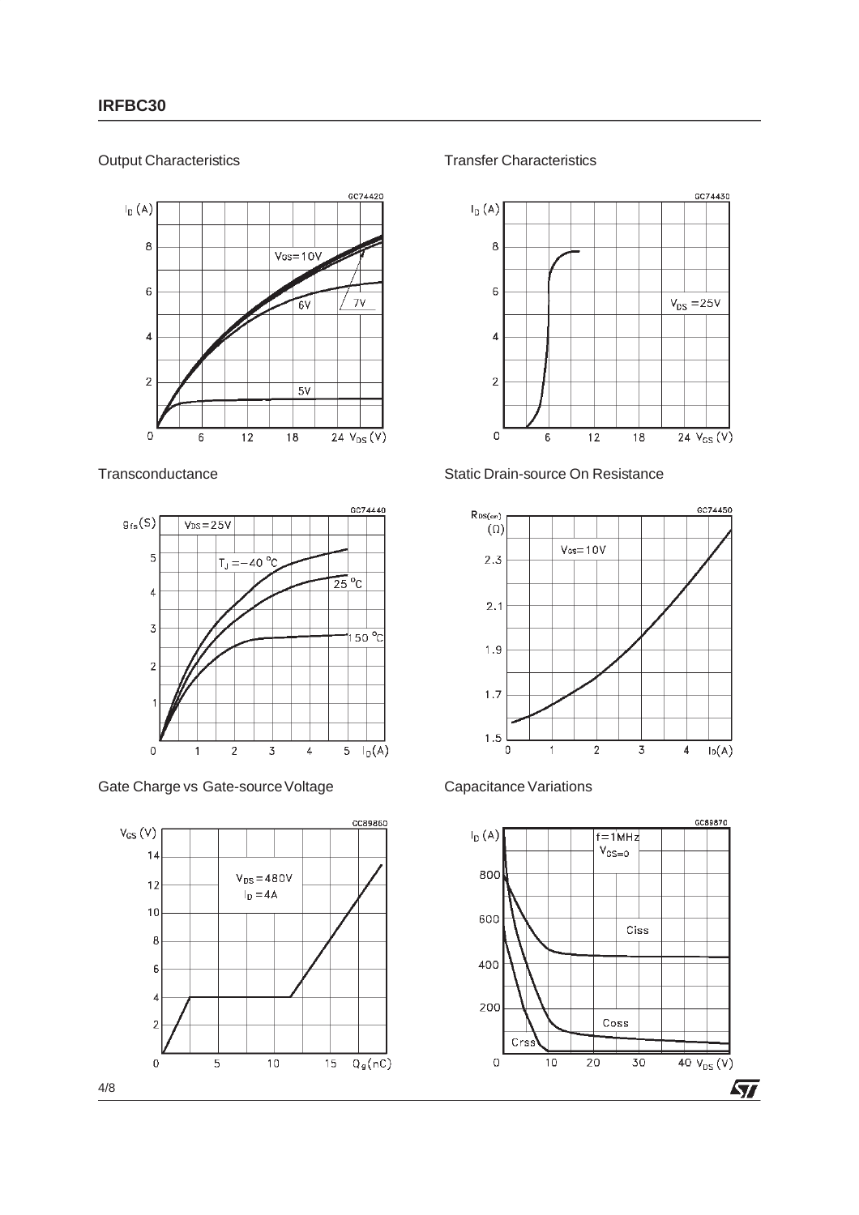Output Characteristics

Transfer Characteristics

Transconductance

Static Drain-source On Resistance

Gate Charge vs Gate-source Voltage

Capacitance Variations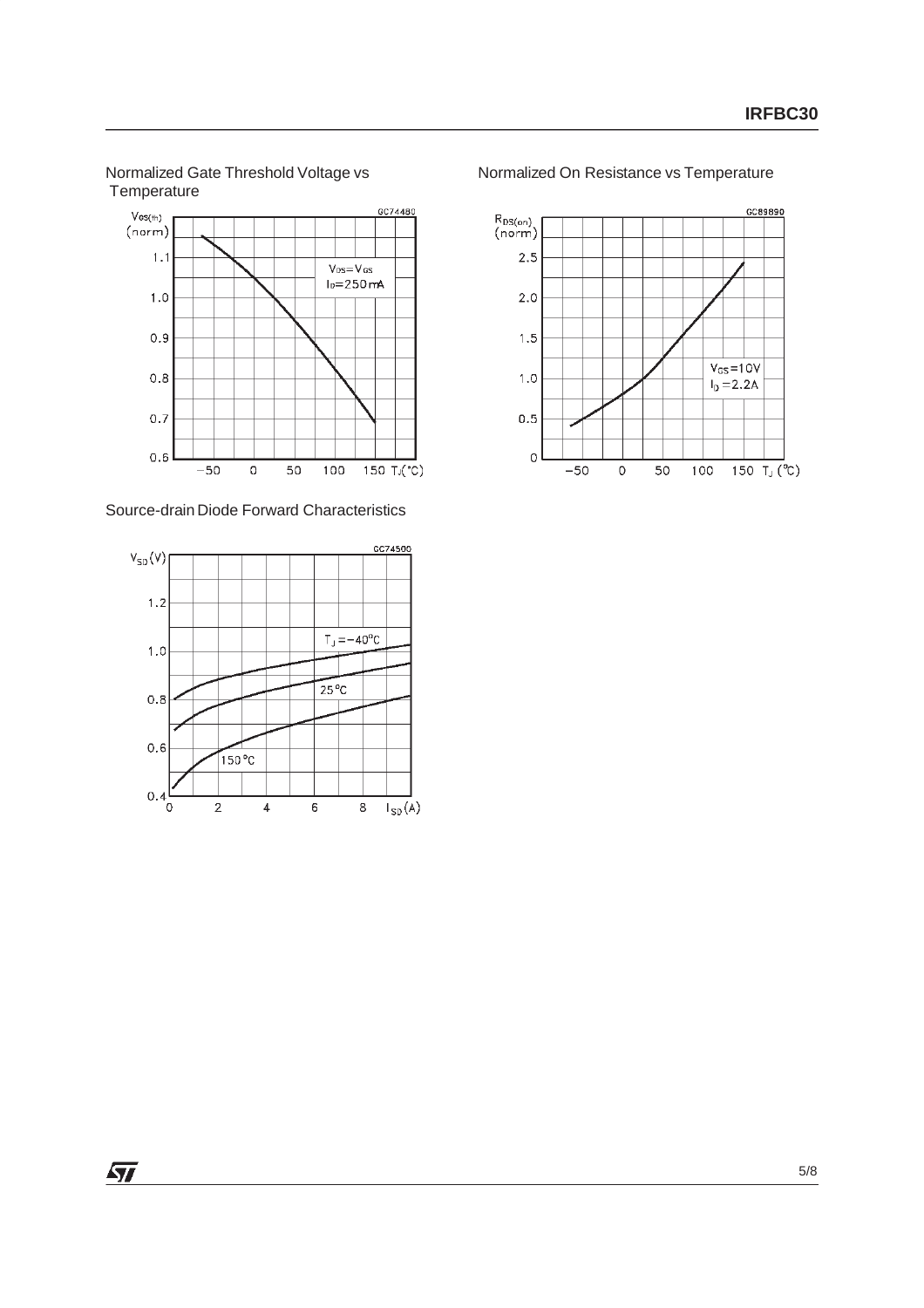Normalized Gate Threshold Voltage vs Temperature

Normalized On Resistance vs Temperature

Source-drain Diode Forward Characteristics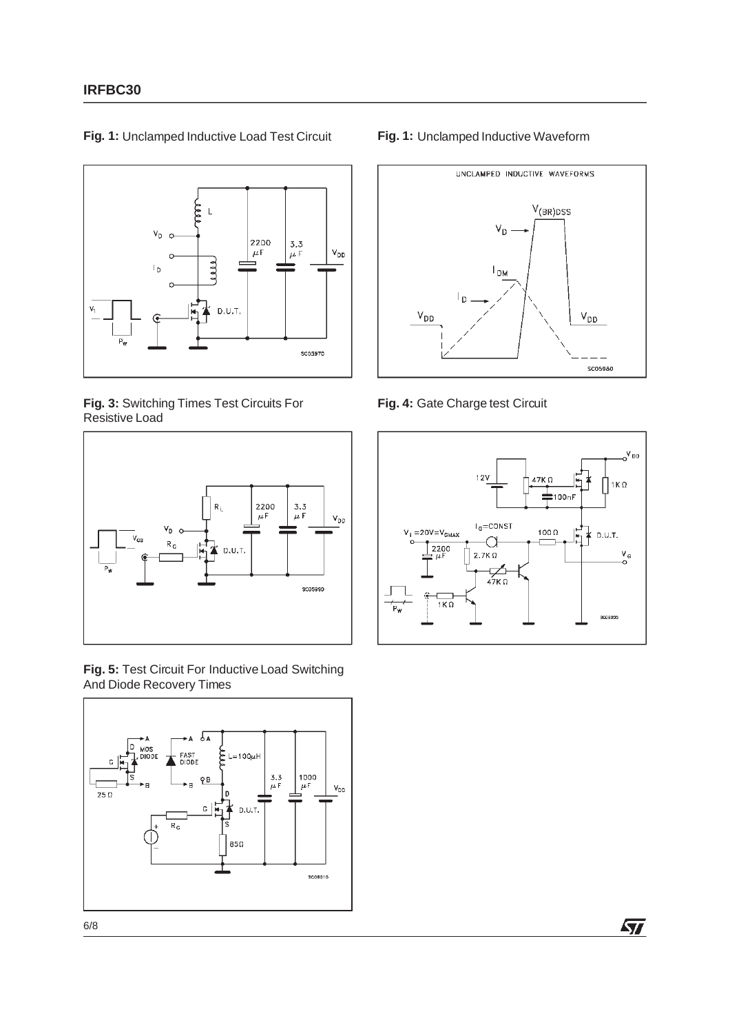**Fig. 1:** Unclamped Inductive Load Test Circuit

**Fig. 1:** Unclamped Inductive Waveform

**Fig. 3:** Switching Times Test Circuits For Resistive Load

**Fig. 4:** Gate Charge test Circuit

**Fig. 5:** Test Circuit For Inductive Load Switching And Diode Recovery Times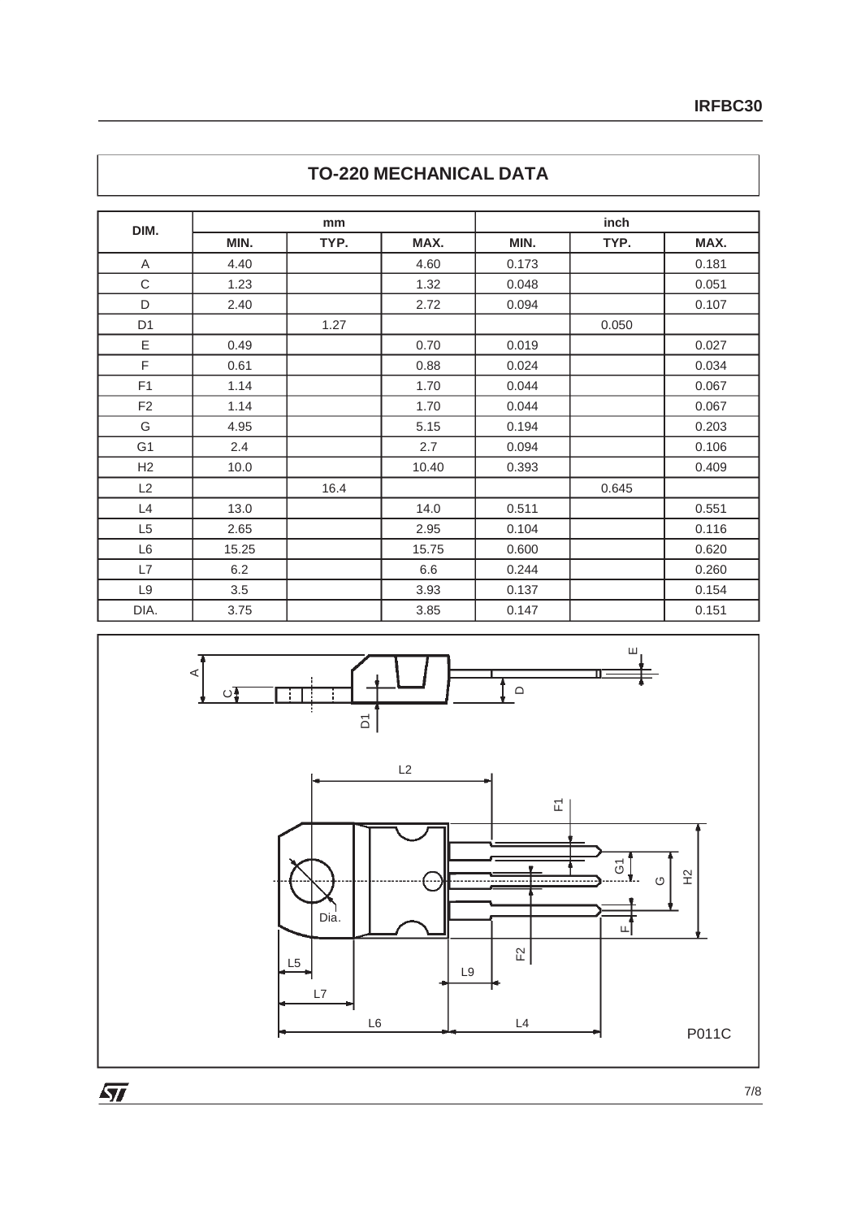## TO-220 MECHANICAL DATA

| DIM. | mm | | | inch | | |
|---|---|---|---|---|---|---|
| | MIN. | TYP. | MAX. | MIN. | TYP. | MAX. |
| A | 4.40 | | 4.60 | 0.173 | | 0.181 |
| C | 1.23 | | 1.32 | 0.048 | | 0.051 |
| D | 2.40 | | 2.72 | 0.094 | | 0.107 |
| D1 | | 1.27 | | | 0.050 | |
| E | 0.49 | | 0.70 | 0.019 | | 0.027 |
| F | 0.61 | | 0.88 | 0.024 | | 0.034 |
| F1 | 1.14 | | 1.70 | 0.044 | | 0.067 |
| F2 | 1.14 | | 1.70 | 0.044 | | 0.067 |
| G | 4.95 | | 5.15 | 0.194 | | 0.203 |
| G1 | 2.4 | | 2.7 | 0.094 | | 0.106 |
| H2 | 10.0 | | 10.40 | 0.393 | | 0.409 |
| L2 | | 16.4 | | | 0.645 | |
| L4 | 13.0 | | 14.0 | 0.511 | | 0.551 |
| L5 | 2.65 | | 2.95 | 0.104 | | 0.116 |
| L6 | 15.25 | | 15.75 | 0.600 | | 0.620 |
| L7 | 6.2 | | 6.6 | 0.244 | | 0.260 |
| L9 | 3.5 | | 3.93 | 0.137 | | 0.154 |
| DIA. | 3.75 | | 3.85 | 0.147 | | 0.151 |

P011C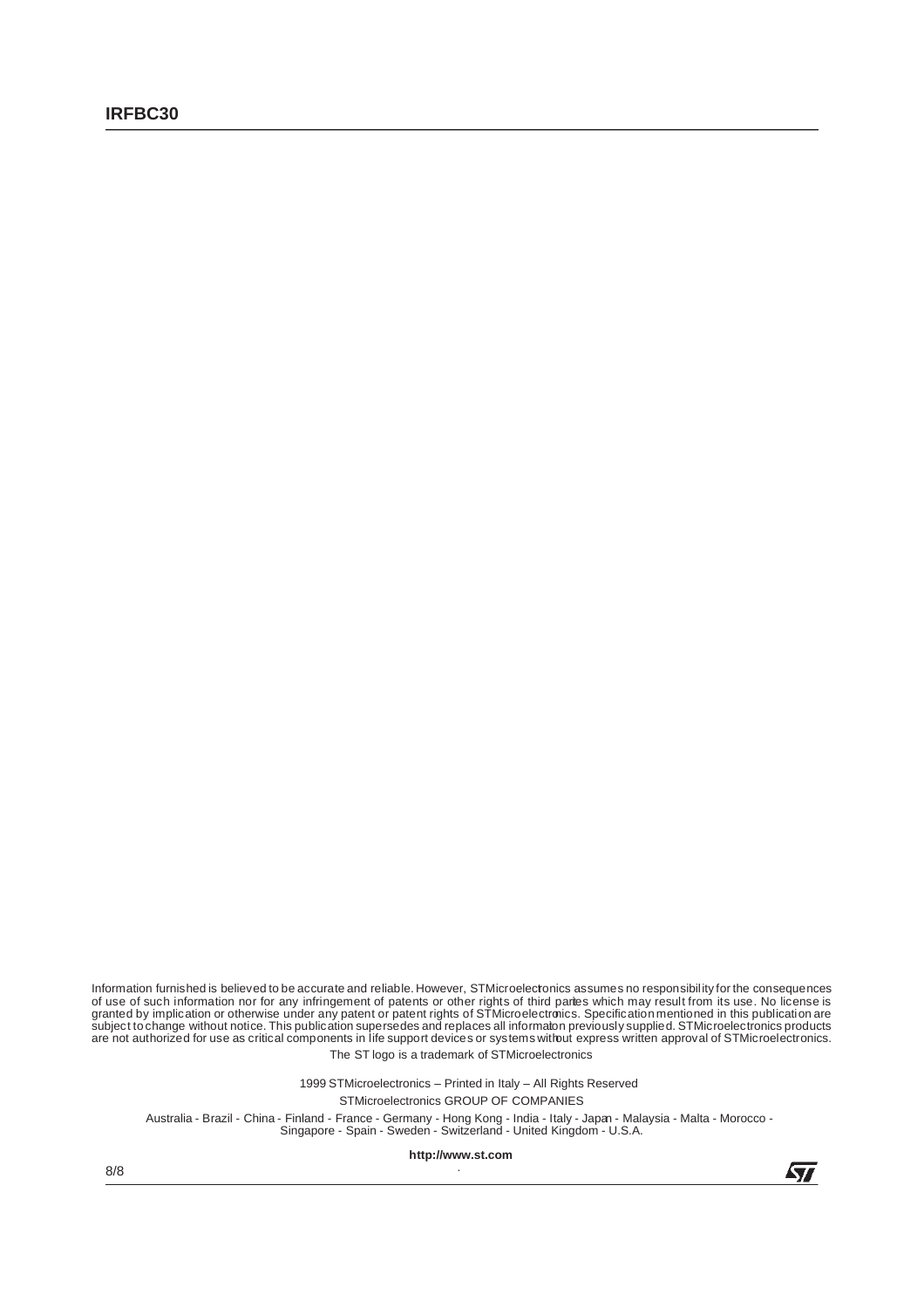Information furnished is believed to be accurate and reliable. However, STMicroelectronics assumes no responsibility for the consequences of use of such information nor for any infringement of patents or other rights of third parties which may result from its use. No license is granted by implication or otherwise under any patent or patent rights of STMicroelectronics. Specification mentioned in this publication are subject to change without notice. This publication supersedes and replaces all information previously supplied. STMicroelectronics products are not authorized for use as critical components in life support devices or systems without express written approval of STMicroelectronics.

The ST logo is a trademark of STMicroelectronics

1999 STMicroelectronics – Printed in Italy – All Rights Reserved

STMicroelectronics GROUP OF COMPANIES

Australia - Brazil - China - Finland - France - Germany - Hong Kong - India - Italy - Japan - Malaysia - Malta - Morocco - Singapore - Spain - Sweden - Switzerland - United Kingdom - U.S.A.

**http://www.st.com**